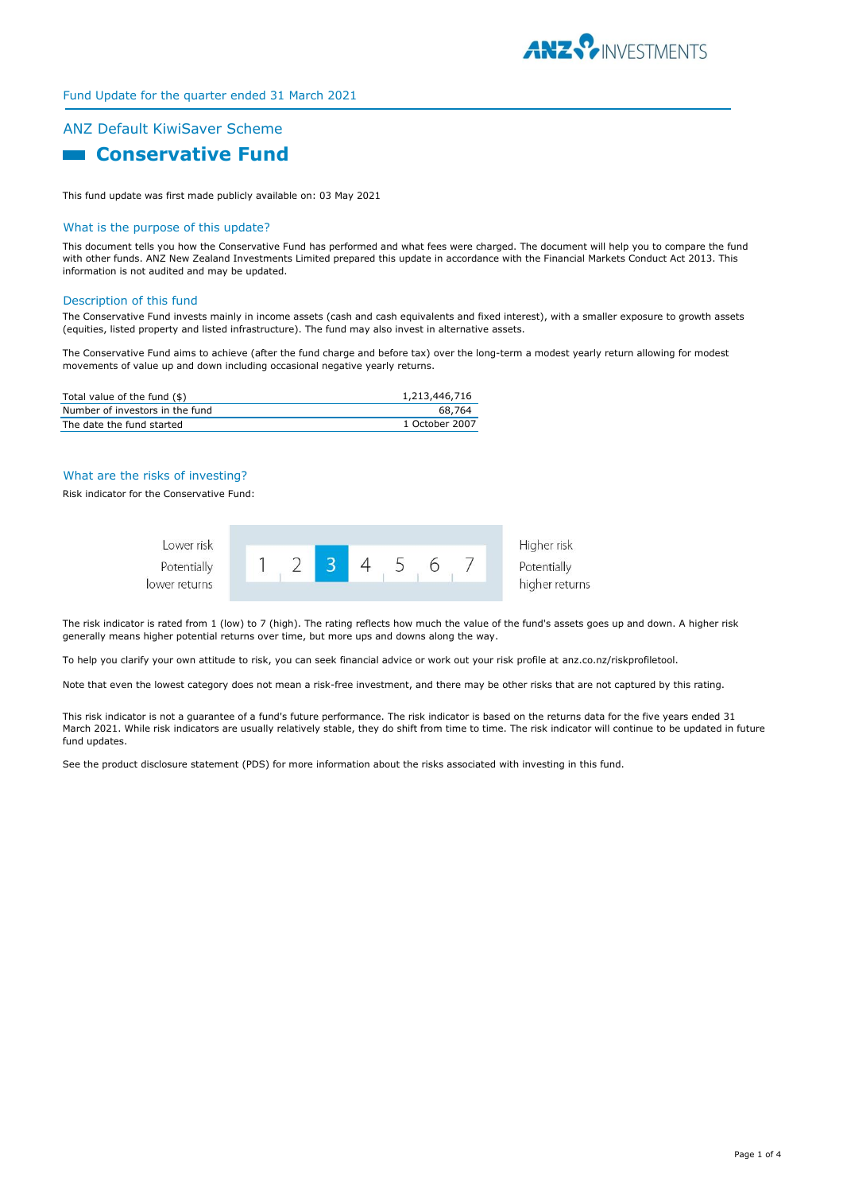Fund Update for the quarter ended 31 March 2021

## ANZ Default KiwiSaver Scheme

# Conservative Fund

This fund update was first made publicly available on: 03 May 2021

### What is the purpose of this update?

This document tells you how the Conservative Fund has performed and what fees were charged. The document will help you to compare the fund with other funds. ANZ New Zealand Investments Limited prepared this update in accordance with the Financial Markets Conduct Act 2013. This information is not audited and may be updated.

### Description of this fund

The Conservative Fund invests mainly in income assets (cash and cash equivalents and fixed interest), with a smaller exposure to growth assets (equities, listed property and listed infrastructure). The fund may also invest in alternative assets.

The Conservative Fund aims to achieve (after the fund charge and before tax) over the long-term a modest yearly return allowing for modest movements of value up and down including occasional negative yearly returns.

| | |
|---|---|
| Total value of the fund ($) | 1,213,446,716 |
| Number of investors in the fund | 68,764 |
| The date the fund started | 1 October 2007 |

### What are the risks of investing?

Risk indicator for the Conservative Fund:

| Lower risk Potentially lower returns | 1 | 2 | **3** | 4 | 5 | 6 | 7 | Higher risk Potentially higher returns |
|---|---|---|---|---|---|---|---|---|

The risk indicator is rated from 1 (low) to 7 (high). The rating reflects how much the value of the fund's assets goes up and down. A higher risk generally means higher potential returns over time, but more ups and downs along the way.

To help you clarify your own attitude to risk, you can seek financial advice or work out your risk profile at anz.co.nz/riskprofiletool.

Note that even the lowest category does not mean a risk-free investment, and there may be other risks that are not captured by this rating.

This risk indicator is not a guarantee of a fund's future performance. The risk indicator is based on the returns data for the five years ended 31 March 2021. While risk indicators are usually relatively stable, they do shift from time to time. The risk indicator will continue to be updated in future fund updates.

See the product disclosure statement (PDS) for more information about the risks associated with investing in this fund.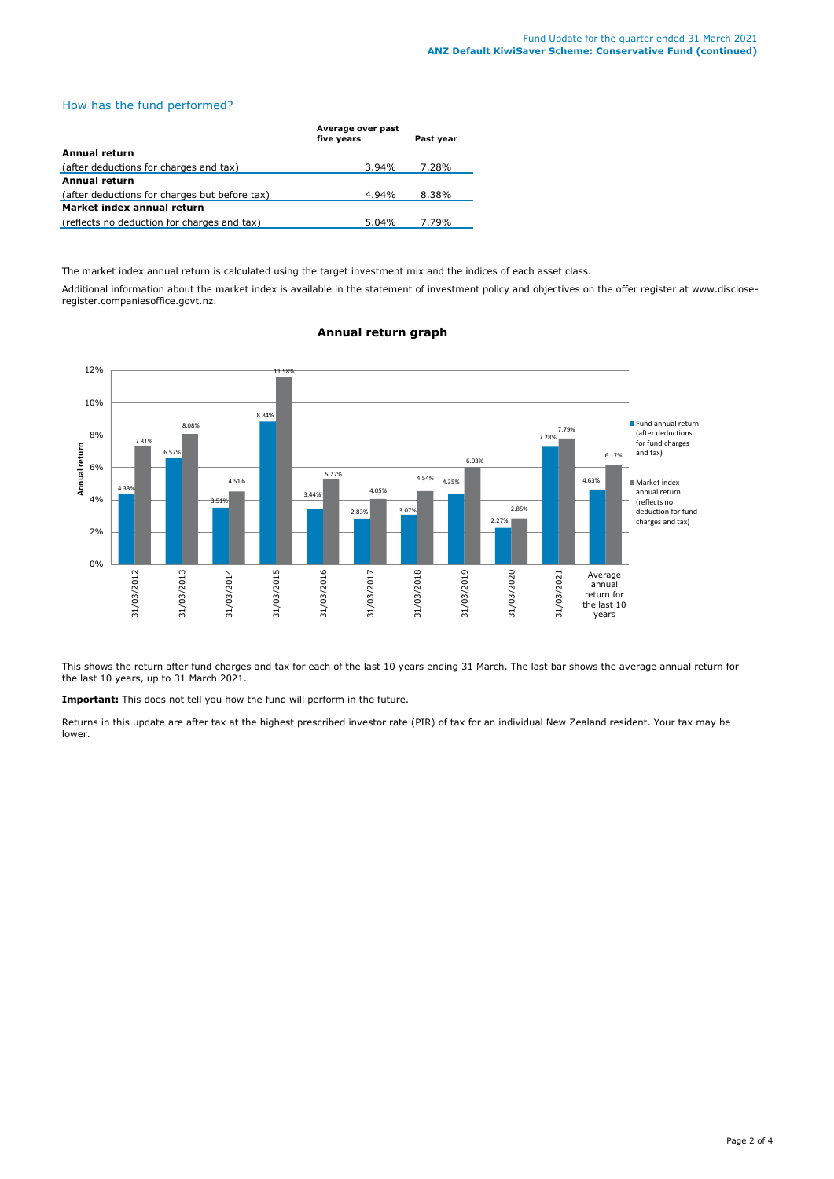## How has the fund performed?

| | Average over past five years | Past year |
|---|---|---|
| **Annual return** | | |
| (after deductions for charges and tax) | 3.94% | 7.28% |
| **Annual return** | | |
| (after deductions for charges but before tax) | 4.94% | 8.38% |
| **Market index annual return** | | |
| (reflects no deduction for charges and tax) | 5.04% | 7.79% |

The market index annual return is calculated using the target investment mix and the indices of each asset class.

Additional information about the market index is available in the statement of investment policy and objectives on the offer register at www.disclose-register.companiesoffice.govt.nz.

### Annual return graph

| | Fund annual return (after deductions for fund charges and tax) | Market index annual return (reflects no deduction for fund charges and tax) |
|---|---|---|
| 31/03/2012 | 4.33% | 7.31% |
| 31/03/2013 | 6.57% | 8.08% |
| 31/03/2014 | 3.51% | 4.51% |
| 31/03/2015 | 8.84% | 11.58% |
| 31/03/2016 | 3.44% | 5.27% |
| 31/03/2017 | 2.83% | 4.05% |
| 31/03/2018 | 3.07% | 4.54% |
| 31/03/2019 | 4.35% | 6.03% |
| 31/03/2020 | 2.27% | 2.85% |
| 31/03/2021 | 7.28% | 7.79% |
| Average annual return for the last 10 years | 4.63% | 6.17% |

This shows the return after fund charges and tax for each of the last 10 years ending 31 March. The last bar shows the average annual return for the last 10 years, up to 31 March 2021.

**Important:** This does not tell you how the fund will perform in the future.

Returns in this update are after tax at the highest prescribed investor rate (PIR) of tax for an individual New Zealand resident. Your tax may be lower.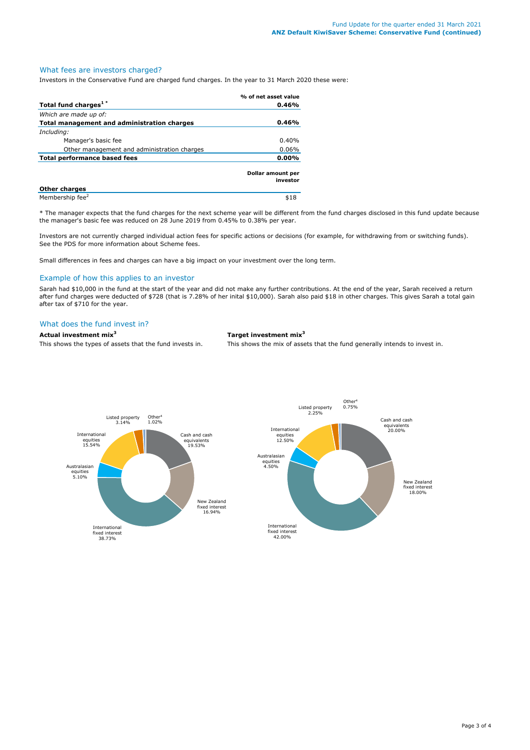## What fees are investors charged?

Investors in the Conservative Fund are charged fund charges. In the year to 31 March 2020 these were:

| | % of net asset value |
|---|---|
| **Total fund charges[1*]** | **0.46%** |
| *Which are made up of:* | |
| **Total management and administration charges** | **0.46%** |
| *Including:* | |
| Manager's basic fee | 0.40% |
| Other management and administration charges | 0.06% |
| **Total performance based fees** | **0.00%** |

| | Dollar amount per investor |
|---|---|
| **Other charges** | |
| Membership fee[2] | $18 |

* The manager expects that the fund charges for the next scheme year will be different from the fund charges disclosed in this fund update because the manager's basic fee was reduced on 28 June 2019 from 0.45% to 0.38% per year.

Investors are not currently charged individual action fees for specific actions or decisions (for example, for withdrawing from or switching funds). See the PDS for more information about Scheme fees.

Small differences in fees and charges can have a big impact on your investment over the long term.

## Example of how this applies to an investor

Sarah had $10,000 in the fund at the start of the year and did not make any further contributions. At the end of the year, Sarah received a return after fund charges were deducted of $728 (that is 7.28% of her inital $10,000). Sarah also paid $18 in other charges. This gives Sarah a total gain after tax of $710 for the year.

## What does the fund invest in?

**Actual investment mix[3]**

This shows the types of assets that the fund invests in.

| Asset type | Actual |
|---|---|
| Cash and cash equivalents | 19.53% |
| New Zealand fixed interest | 16.94% |
| International fixed interest | 38.73% |
| Australasian equities | 5.10% |
| International equities | 15.54% |
| Listed property | 3.14% |
| Other[4] | 1.02% |

**Target investment mix[3]**

This shows the mix of assets that the fund generally intends to invest in.

| Asset type | Target |
|---|---|
| Cash and cash equivalents | 20.00% |
| New Zealand fixed interest | 18.00% |
| International fixed interest | 42.00% |
| Australasian equities | 4.50% |
| International equities | 12.50% |
| Listed property | 2.25% |
| Other[4] | 0.75% |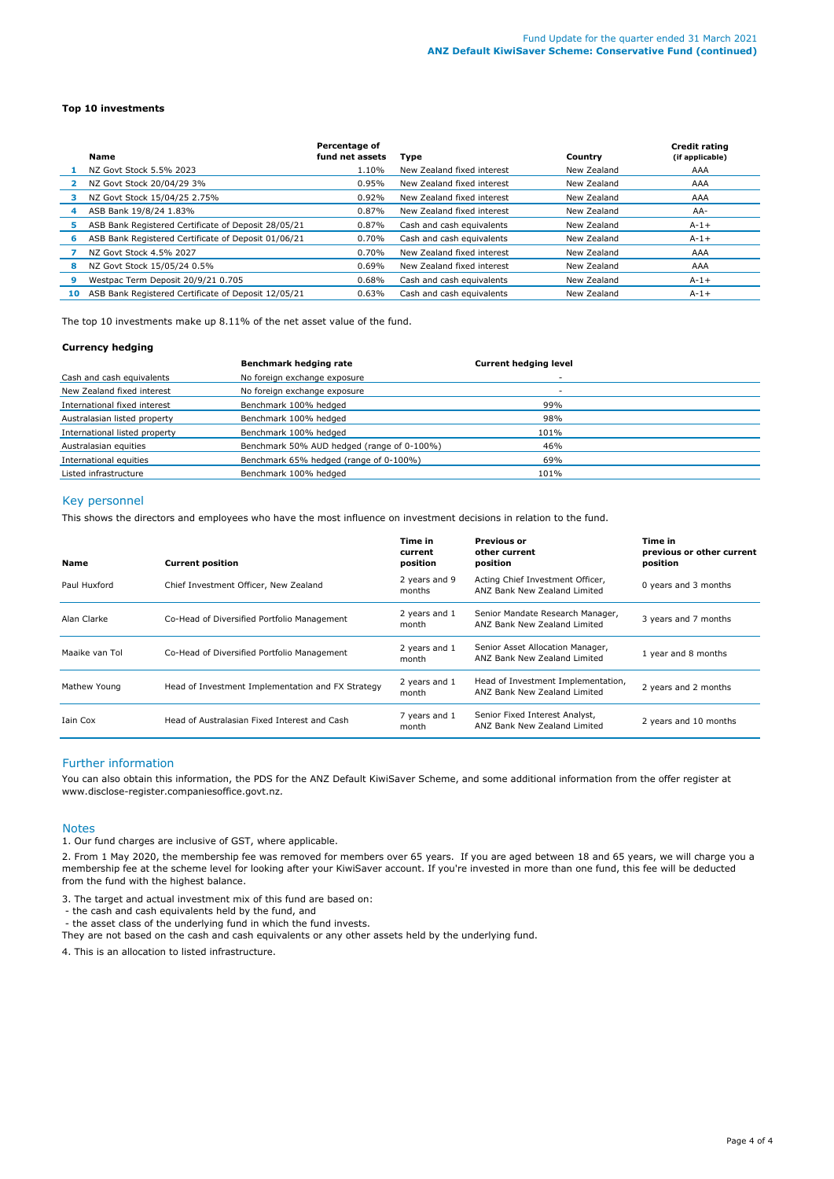### Top 10 investments

| | Name | Percentage of fund net assets | Type | Country | Credit rating (if applicable) |
|---|---|---|---|---|---|
| 1 | NZ Govt Stock 5.5% 2023 | 1.10% | New Zealand fixed interest | New Zealand | AAA |
| 2 | NZ Govt Stock 20/04/29 3% | 0.95% | New Zealand fixed interest | New Zealand | AAA |
| 3 | NZ Govt Stock 15/04/25 2.75% | 0.92% | New Zealand fixed interest | New Zealand | AAA |
| 4 | ASB Bank 19/8/24 1.83% | 0.87% | New Zealand fixed interest | New Zealand | AA- |
| 5 | ASB Bank Registered Certificate of Deposit 28/05/21 | 0.87% | Cash and cash equivalents | New Zealand | A-1+ |
| 6 | ASB Bank Registered Certificate of Deposit 01/06/21 | 0.70% | Cash and cash equivalents | New Zealand | A-1+ |
| 7 | NZ Govt Stock 4.5% 2027 | 0.70% | New Zealand fixed interest | New Zealand | AAA |
| 8 | NZ Govt Stock 15/05/24 0.5% | 0.69% | New Zealand fixed interest | New Zealand | AAA |
| 9 | Westpac Term Deposit 20/9/21 0.705 | 0.68% | Cash and cash equivalents | New Zealand | A-1+ |
| 10 | ASB Bank Registered Certificate of Deposit 12/05/21 | 0.63% | Cash and cash equivalents | New Zealand | A-1+ |

The top 10 investments make up 8.11% of the net asset value of the fund.

### Currency hedging

| | Benchmark hedging rate | Current hedging level |
|---|---|---|
| Cash and cash equivalents | No foreign exchange exposure | - |
| New Zealand fixed interest | No foreign exchange exposure | - |
| International fixed interest | Benchmark 100% hedged | 99% |
| Australasian listed property | Benchmark 100% hedged | 98% |
| International listed property | Benchmark 100% hedged | 101% |
| Australasian equities | Benchmark 50% AUD hedged (range of 0-100%) | 46% |
| International equities | Benchmark 65% hedged (range of 0-100%) | 69% |
| Listed infrastructure | Benchmark 100% hedged | 101% |

## Key personnel

This shows the directors and employees who have the most influence on investment decisions in relation to the fund.

| Name | Current position | Time in current position | Previous or other current position | Time in previous or other current position |
|---|---|---|---|---|
| Paul Huxford | Chief Investment Officer, New Zealand | 2 years and 9 months | Acting Chief Investment Officer, ANZ Bank New Zealand Limited | 0 years and 3 months |
| Alan Clarke | Co-Head of Diversified Portfolio Management | 2 years and 1 month | Senior Mandate Research Manager, ANZ Bank New Zealand Limited | 3 years and 7 months |
| Maaike van Tol | Co-Head of Diversified Portfolio Management | 2 years and 1 month | Senior Asset Allocation Manager, ANZ Bank New Zealand Limited | 1 year and 8 months |
| Mathew Young | Head of Investment Implementation and FX Strategy | 2 years and 1 month | Head of Investment Implementation, ANZ Bank New Zealand Limited | 2 years and 2 months |
| Iain Cox | Head of Australasian Fixed Interest and Cash | 7 years and 1 month | Senior Fixed Interest Analyst, ANZ Bank New Zealand Limited | 2 years and 10 months |

## Further information

You can also obtain this information, the PDS for the ANZ Default KiwiSaver Scheme, and some additional information from the offer register at www.disclose-register.companiesoffice.govt.nz.

## Notes

1. Our fund charges are inclusive of GST, where applicable.

2. From 1 May 2020, the membership fee was removed for members over 65 years. If you are aged between 18 and 65 years, we will charge you a membership fee at the scheme level for looking after your KiwiSaver account. If you're invested in more than one fund, this fee will be deducted from the fund with the highest balance.

3. The target and actual investment mix of this fund are based on:
- the cash and cash equivalents held by the fund, and
- the asset class of the underlying fund in which the fund invests.

They are not based on the cash and cash equivalents or any other assets held by the underlying fund.

4. This is an allocation to listed infrastructure.